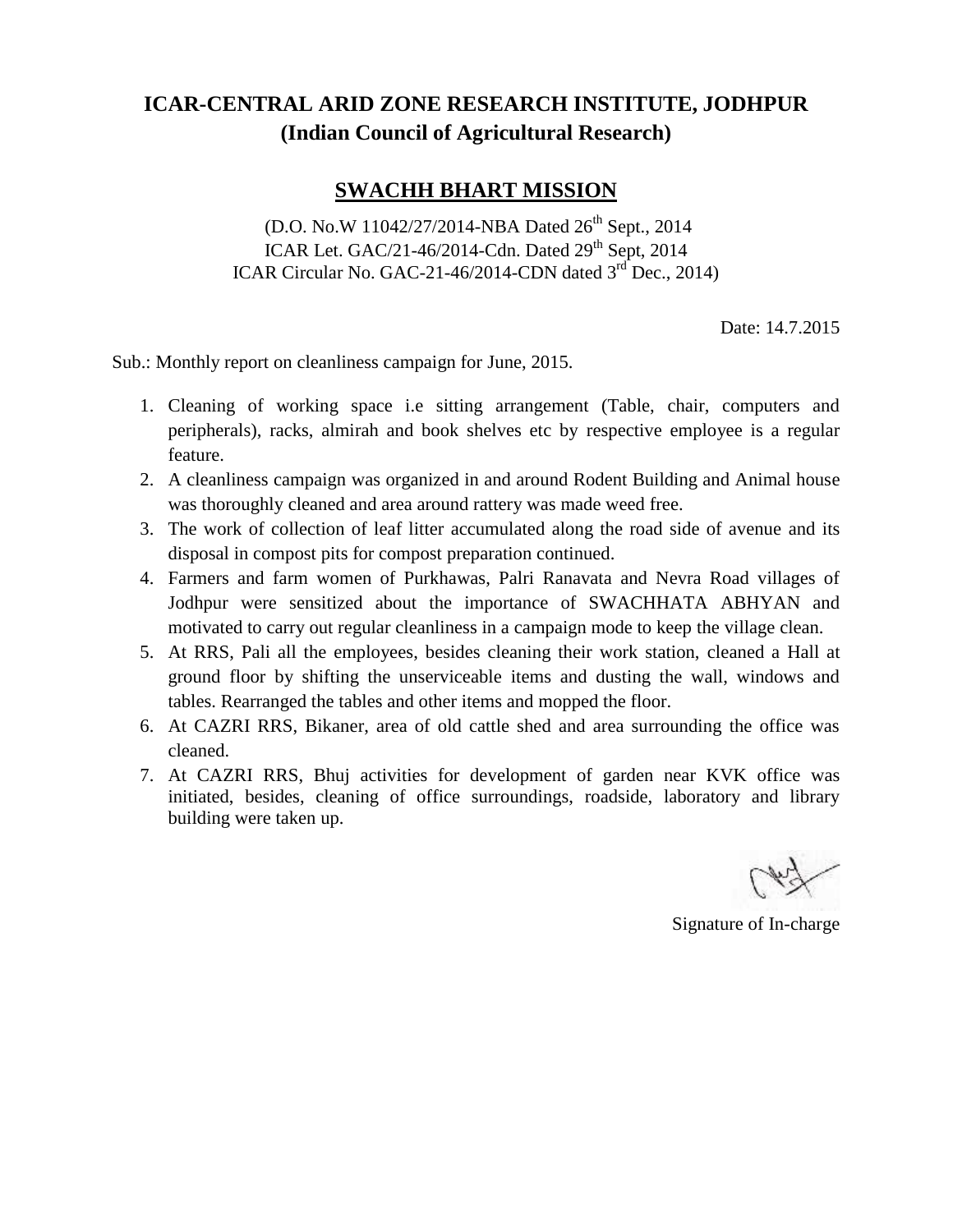# ICAR-CENTRAL ARID ZONE RESEARCH INSTITUTE, JODHPUR
## (Indian Council of Agricultural Research)

## SWACHH BHART MISSION

(D.O. No.W 11042/27/2014-NBA Dated 26th Sept., 2014
ICAR Let. GAC/21-46/2014-Cdn. Dated 29th Sept, 2014
ICAR Circular No. GAC-21-46/2014-CDN dated 3rd Dec., 2014)

Date: 14.7.2015

Sub.: Monthly report on cleanliness campaign for June, 2015.

1. Cleaning of working space i.e sitting arrangement (Table, chair, computers and peripherals), racks, almirah and book shelves etc by respective employee is a regular feature.
2. A cleanliness campaign was organized in and around Rodent Building and Animal house was thoroughly cleaned and area around rattery was made weed free.
3. The work of collection of leaf litter accumulated along the road side of avenue and its disposal in compost pits for compost preparation continued.
4. Farmers and farm women of Purkhawas, Palri Ranavata and Nevra Road villages of Jodhpur were sensitized about the importance of SWACHHATA ABHYAN and motivated to carry out regular cleanliness in a campaign mode to keep the village clean.
5. At RRS, Pali all the employees, besides cleaning their work station, cleaned a Hall at ground floor by shifting the unserviceable items and dusting the wall, windows and tables. Rearranged the tables and other items and mopped the floor.
6. At CAZRI RRS, Bikaner, area of old cattle shed and area surrounding the office was cleaned.
7. At CAZRI RRS, Bhuj activities for development of garden near KVK office was initiated, besides, cleaning of office surroundings, roadside, laboratory and library building were taken up.

Signature of In-charge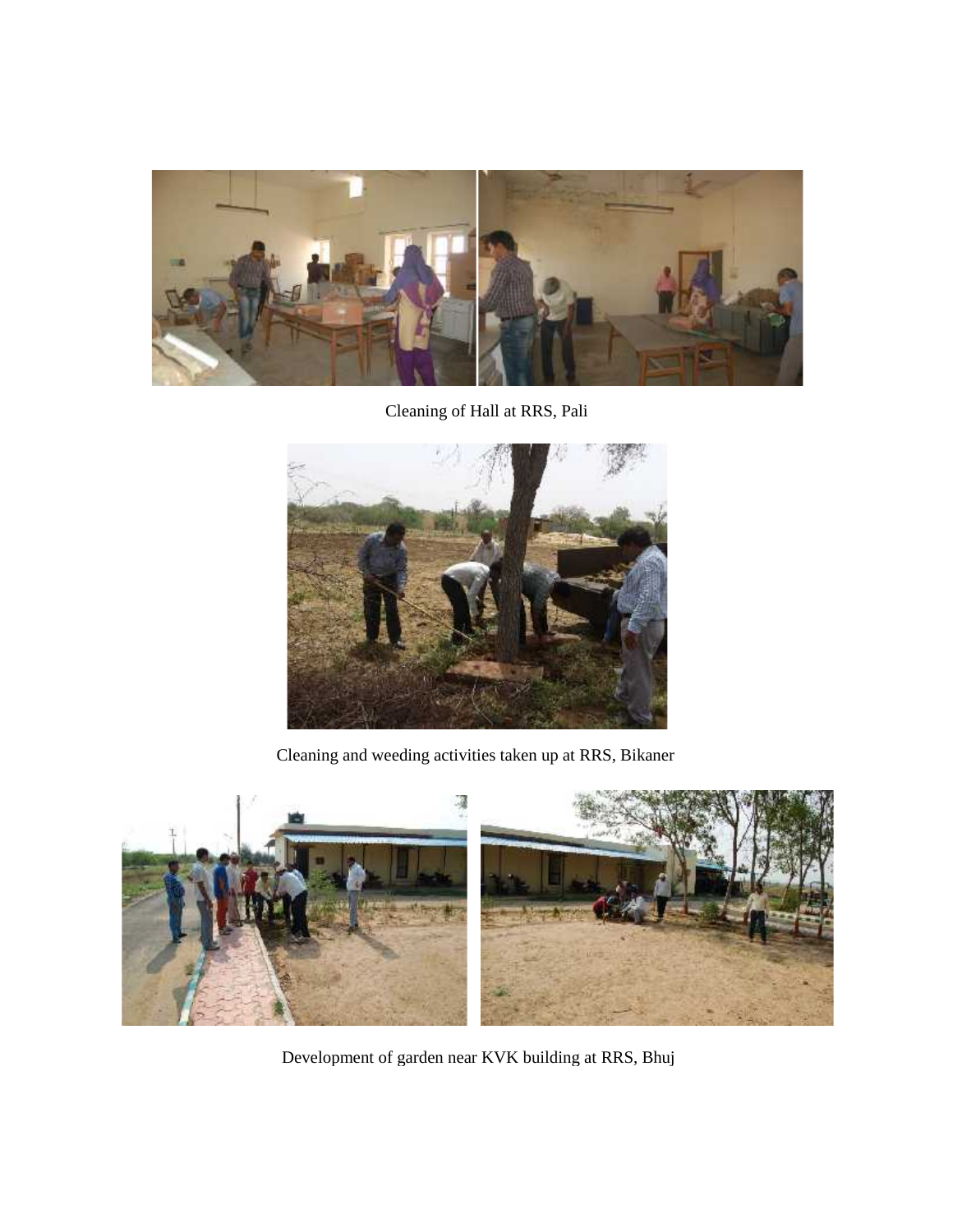Cleaning of Hall at RRS, Pali

Cleaning and weeding activities taken up at RRS, Bikaner

Development of garden near KVK building at RRS, Bhuj